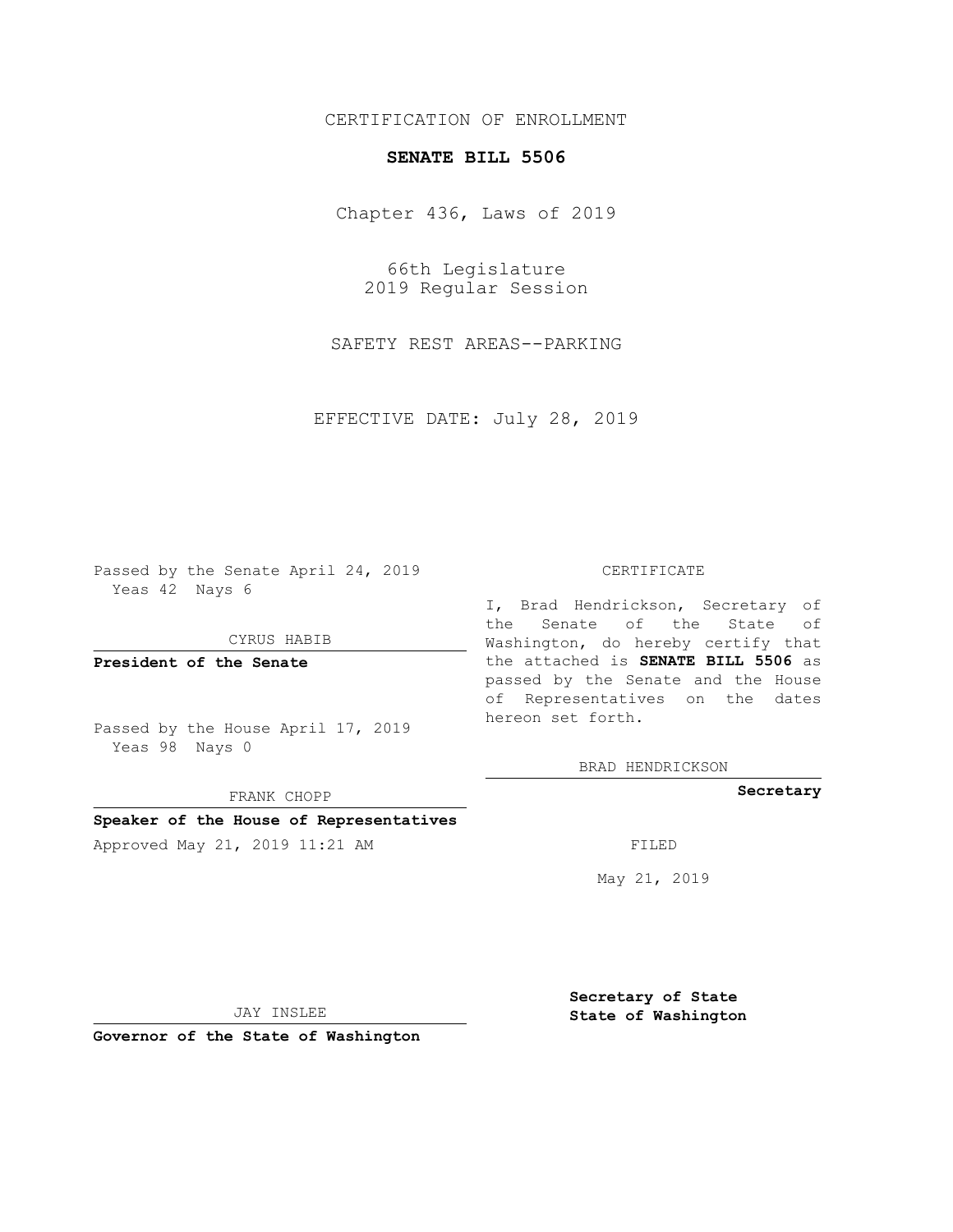CERTIFICATION OF ENROLLMENT

**SENATE BILL 5506**

Chapter 436, Laws of 2019

66th Legislature
2019 Regular Session

SAFETY REST AREAS--PARKING

EFFECTIVE DATE: July 28, 2019

Passed by the Senate April 24, 2019
Yeas 42 Nays 6

CYRUS HABIB

**President of the Senate**

Passed by the House April 17, 2019
Yeas 98 Nays 0

FRANK CHOPP

**Speaker of the House of Representatives**

Approved May 21, 2019 11:21 AM

JAY INSLEE

**Governor of the State of Washington**

CERTIFICATE

I, Brad Hendrickson, Secretary of the Senate of the State of Washington, do hereby certify that the attached is **SENATE BILL 5506** as passed by the Senate and the House of Representatives on the dates hereon set forth.

BRAD HENDRICKSON

**Secretary**

FILED

May 21, 2019

**Secretary of State**
**State of Washington**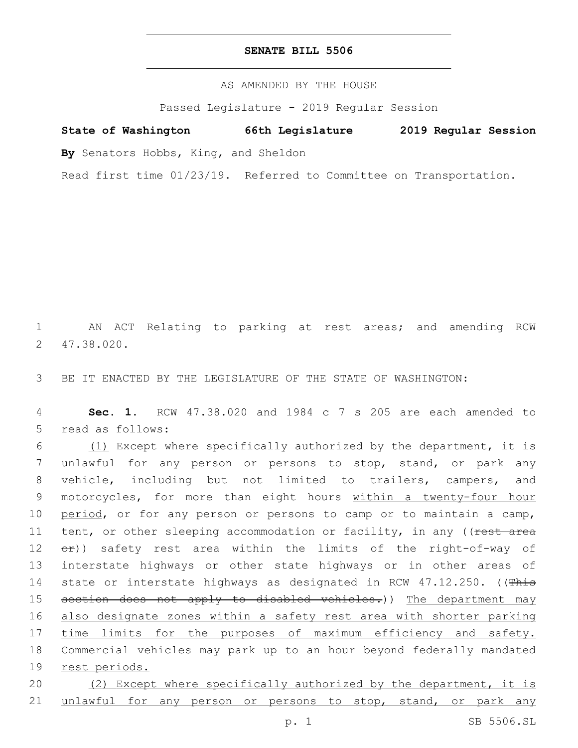# SENATE BILL 5506

AS AMENDED BY THE HOUSE

Passed Legislature - 2019 Regular Session

**State of Washington 66th Legislature 2019 Regular Session**

**By** Senators Hobbs, King, and Sheldon

Read first time 01/23/19. Referred to Committee on Transportation.

1 AN ACT Relating to parking at rest areas; and amending RCW
2 47.38.020.

3 BE IT ENACTED BY THE LEGISLATURE OF THE STATE OF WASHINGTON:

4 **Sec. 1.** RCW 47.38.020 and 1984 c 7 s 205 are each amended to
5 read as follows:

6 (1) Except where specifically authorized by the department, it is
7 unlawful for any person or persons to stop, stand, or park any
8 vehicle, including but not limited to trailers, campers, and
9 motorcycles, for more than eight hours within a twenty-four hour
10 period, or for any person or persons to camp or to maintain a camp,
11 tent, or other sleeping accommodation or facility, in any ((~~rest area~~
12 ~~or~~)) safety rest area within the limits of the right-of-way of
13 interstate highways or other state highways or in other areas of
14 state or interstate highways as designated in RCW 47.12.250. ((~~This~~
15 ~~section does not apply to disabled vehicles.~~)) The department may
16 also designate zones within a safety rest area with shorter parking
17 time limits for the purposes of maximum efficiency and safety.
18 Commercial vehicles may park up to an hour beyond federally mandated
19 rest periods.

20 (2) Except where specifically authorized by the department, it is
21 unlawful for any person or persons to stop, stand, or park any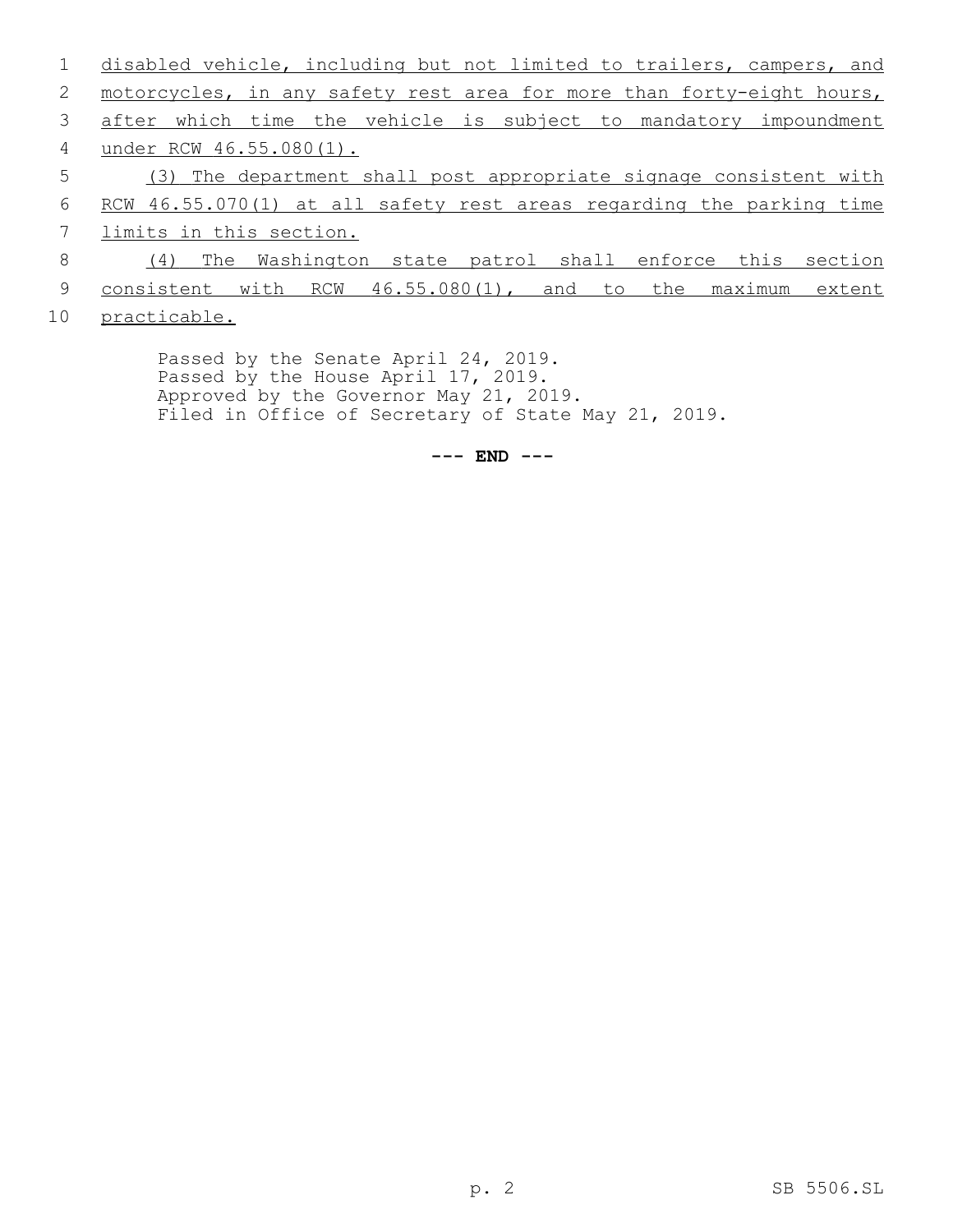disabled vehicle, including but not limited to trailers, campers, and motorcycles, in any safety rest area for more than forty-eight hours, after which time the vehicle is subject to mandatory impoundment under RCW 46.55.080(1).

(3) The department shall post appropriate signage consistent with RCW 46.55.070(1) at all safety rest areas regarding the parking time limits in this section.

(4) The Washington state patrol shall enforce this section consistent with RCW 46.55.080(1), and to the maximum extent practicable.

Passed by the Senate April 24, 2019.
Passed by the House April 17, 2019.
Approved by the Governor May 21, 2019.
Filed in Office of Secretary of State May 21, 2019.

**--- END ---**